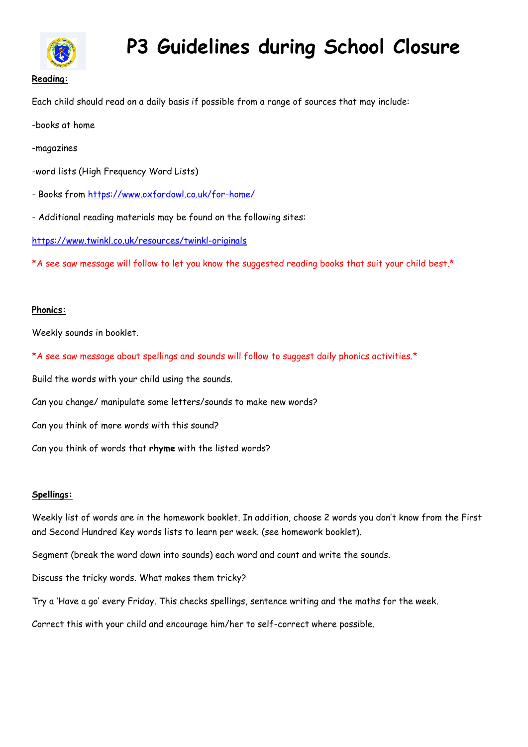# P3 Guidelines during School Closure

**Reading:**

Each child should read on a daily basis if possible from a range of sources that may include:

-books at home

-magazines

-word lists (High Frequency Word Lists)

- Books from https://www.oxfordowl.co.uk/for-home/

- Additional reading materials may be found on the following sites:

https://www.twinkl.co.uk/resources/twinkl-originals

*A see saw message will follow to let you know the suggested reading books that suit your child best.*

**Phonics:**

Weekly sounds in booklet.

*A see saw message about spellings and sounds will follow to suggest daily phonics activities.*

Build the words with your child using the sounds.

Can you change/ manipulate some letters/sounds to make new words?

Can you think of more words with this sound?

Can you think of words that **rhyme** with the listed words?

**Spellings:**

Weekly list of words are in the homework booklet. In addition, choose 2 words you don't know from the First and Second Hundred Key words lists to learn per week. (see homework booklet).

Segment (break the word down into sounds) each word and count and write the sounds.

Discuss the tricky words. What makes them tricky?

Try a 'Have a go' every Friday. This checks spellings, sentence writing and the maths for the week.

Correct this with your child and encourage him/her to self-correct where possible.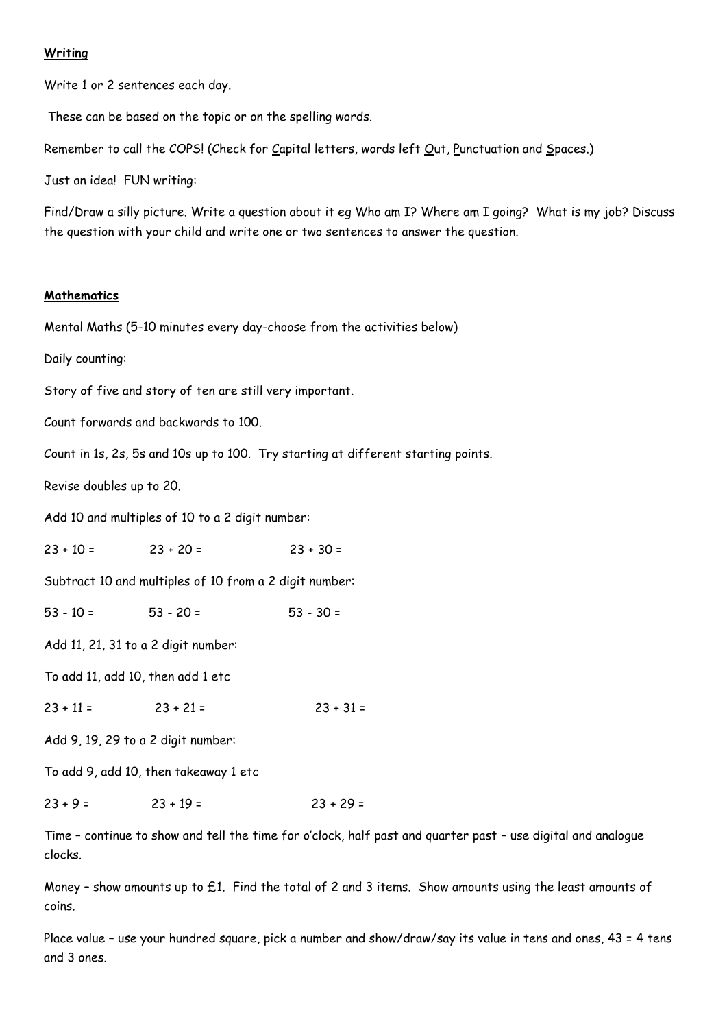**Writing**

Write 1 or 2 sentences each day.

These can be based on the topic or on the spelling words.

Remember to call the COPS! (Check for Capital letters, words left Out, Punctuation and Spaces.)

Just an idea! FUN writing:

Find/Draw a silly picture. Write a question about it eg Who am I? Where am I going? What is my job? Discuss the question with your child and write one or two sentences to answer the question.

**Mathematics**

Mental Maths (5-10 minutes every day-choose from the activities below)

Daily counting:

Story of five and story of ten are still very important.

Count forwards and backwards to 100.

Count in 1s, 2s, 5s and 10s up to 100. Try starting at different starting points.

Revise doubles up to 20.

Add 10 and multiples of 10 to a 2 digit number:

$23 + 10 =$ $23 + 20 =$ $23 + 30 =$

Subtract 10 and multiples of 10 from a 2 digit number:

$53 - 10 =$ $53 - 20 =$ $53 - 30 =$

Add 11, 21, 31 to a 2 digit number:

To add 11, add 10, then add 1 etc

$23 + 11 =$ $23 + 21 =$ $23 + 31 =$

Add 9, 19, 29 to a 2 digit number:

To add 9, add 10, then takeaway 1 etc

$23 + 9 =$ $23 + 19 =$ $23 + 29 =$

Time – continue to show and tell the time for o'clock, half past and quarter past – use digital and analogue clocks.

Money – show amounts up to £1. Find the total of 2 and 3 items. Show amounts using the least amounts of coins.

Place value – use your hundred square, pick a number and show/draw/say its value in tens and ones, 43 = 4 tens and 3 ones.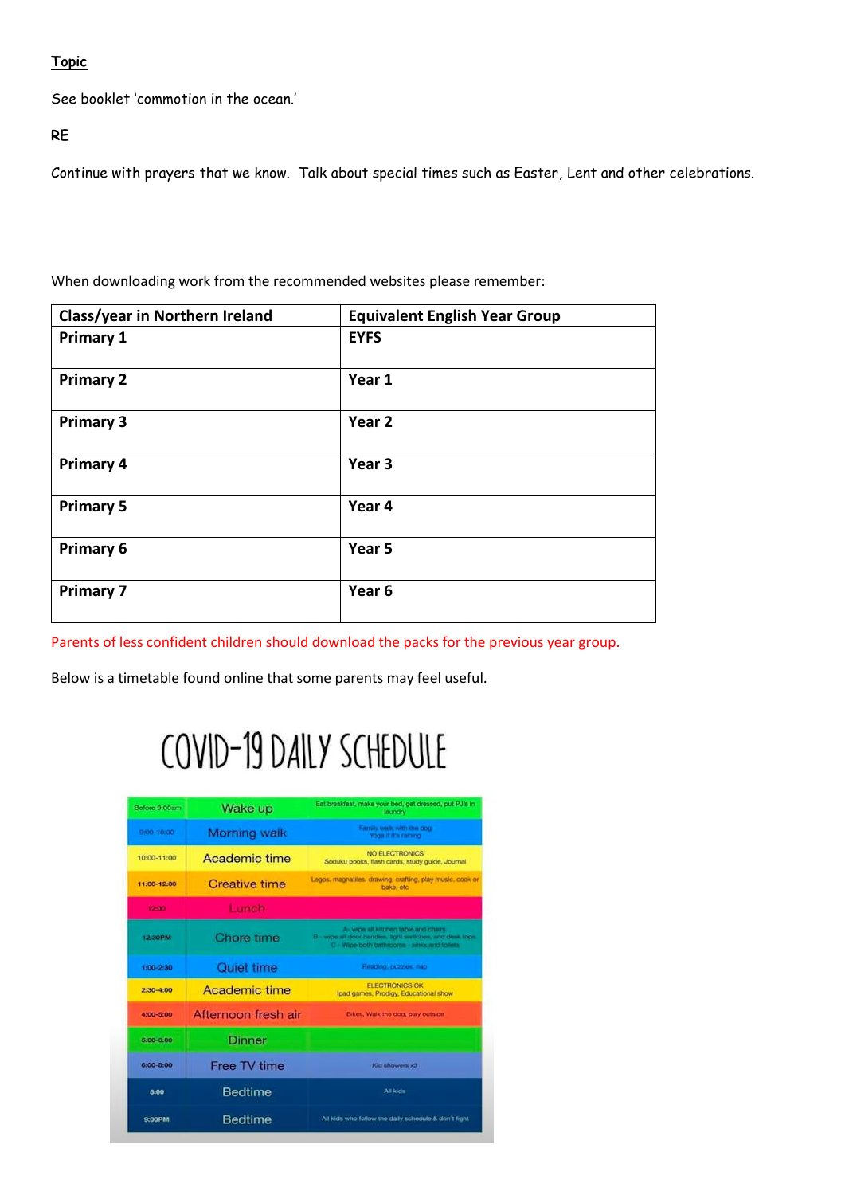**Topic**

See booklet 'commotion in the ocean.'

**RE**

Continue with prayers that we know. Talk about special times such as Easter, Lent and other celebrations.

When downloading work from the recommended websites please remember:

| Class/year in Northern Ireland | Equivalent English Year Group |
|---|---|
| Primary 1 | EYFS |
| Primary 2 | Year 1 |
| Primary 3 | Year 2 |
| Primary 4 | Year 3 |
| Primary 5 | Year 4 |
| Primary 6 | Year 5 |
| Primary 7 | Year 6 |

Parents of less confident children should download the packs for the previous year group.

Below is a timetable found online that some parents may feel useful.

COVID-19 DAILY SCHEDULE

| | | |
|---|---|---|
| Before 9:00am | Wake up | Eat breakfast, make your bed, get dressed, put PJ's in laundry |
| 9:00-10:00 | Morning walk | Family walk with the dog Yoga if it's raining |
| 10:00-11:00 | Academic time | NO ELECTRONICS Soduku books, flash cards, study guide, Journal |
| 11:00-12:00 | Creative time | Legos, magnatiles, drawing, crafting, play music, cook or bake, etc |
| 12:00 | Lunch | |
| 12:30PM | Chore time | A- wipe all kitchen table and chairs B - wipe all door handles, light switches, and desk tops C - Wipe both bathrooms - sinks and toilets |
| 1:00-2:30 | Quiet time | Reading, puzzles, nap |
| 2:30-4:00 | Academic time | ELECTRONICS OK Ipad games, Prodigy, Educational show |
| 4:00-5:00 | Afternoon fresh air | Bikes, Walk the dog, play outside |
| 5:00-6:00 | Dinner | |
| 6:00-8:00 | Free TV time | Kid showers x3 |
| 8:00 | Bedtime | All kids |
| 9:00PM | Bedtime | All kids who follow the daily schedule & don't fight |